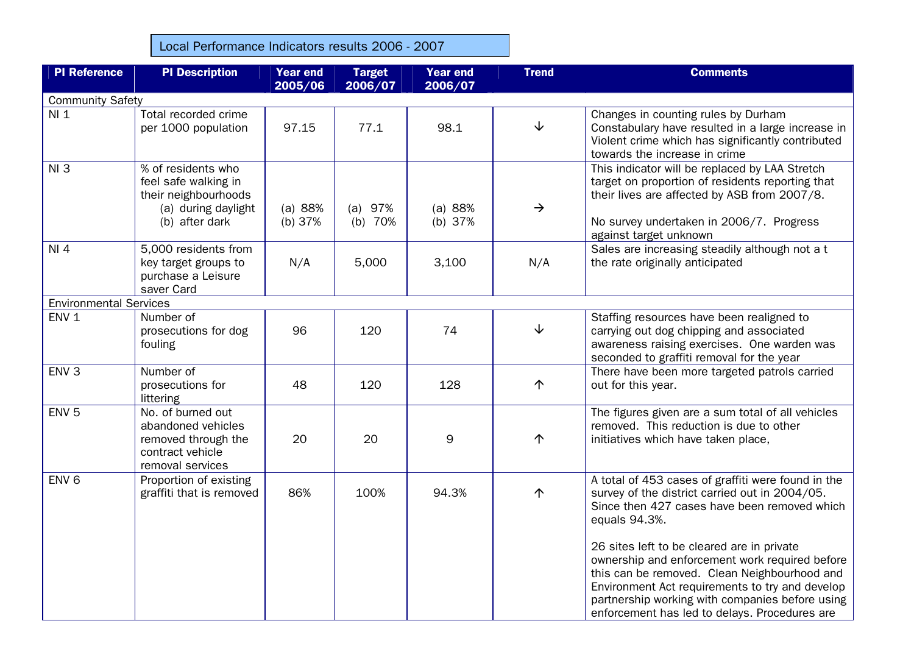## Local Performance Indicators results 2006 - 2007

| PI Reference | PI Description | Year end 2005/06 | Target 2006/07 | Year end 2006/07 | Trend | Comments |
|---|---|---|---|---|---|---|
| Community Safety | | | | | | |
| NI 1 | Total recorded crime per 1000 population | 97.15 | 77.1 | 98.1 | ↓ | Changes in counting rules by Durham Constabulary have resulted in a large increase in Violent crime which has significantly contributed towards the increase in crime |
| NI 3 | % of residents who feel safe walking in their neighbourhoods (a) during daylight (b) after dark | (a) 88% (b) 37% | (a) 97% (b) 70% | (a) 88% (b) 37% | → | This indicator will be replaced by LAA Stretch target on proportion of residents reporting that their lives are affected by ASB from 2007/8. No survey undertaken in 2006/7. Progress against target unknown |
| NI 4 | 5,000 residents from key target groups to purchase a Leisure saver Card | N/A | 5,000 | 3,100 | N/A | Sales are increasing steadily although not a t the rate originally anticipated |
| Environmental Services | | | | | | |
| ENV 1 | Number of prosecutions for dog fouling | 96 | 120 | 74 | ↓ | Staffing resources have been realigned to carrying out dog chipping and associated awareness raising exercises. One warden was seconded to graffiti removal for the year |
| ENV 3 | Number of prosecutions for littering | 48 | 120 | 128 | ↑ | There have been more targeted patrols carried out for this year. |
| ENV 5 | No. of burned out abandoned vehicles removed through the contract vehicle removal services | 20 | 20 | 9 | ↑ | The figures given are a sum total of all vehicles removed. This reduction is due to other initiatives which have taken place, |
| ENV 6 | Proportion of existing graffiti that is removed | 86% | 100% | 94.3% | ↑ | A total of 453 cases of graffiti were found in the survey of the district carried out in 2004/05. Since then 427 cases have been removed which equals 94.3%. 26 sites left to be cleared are in private ownership and enforcement work required before this can be removed. Clean Neighbourhood and Environment Act requirements to try and develop partnership working with companies before using enforcement has led to delays. Procedures are |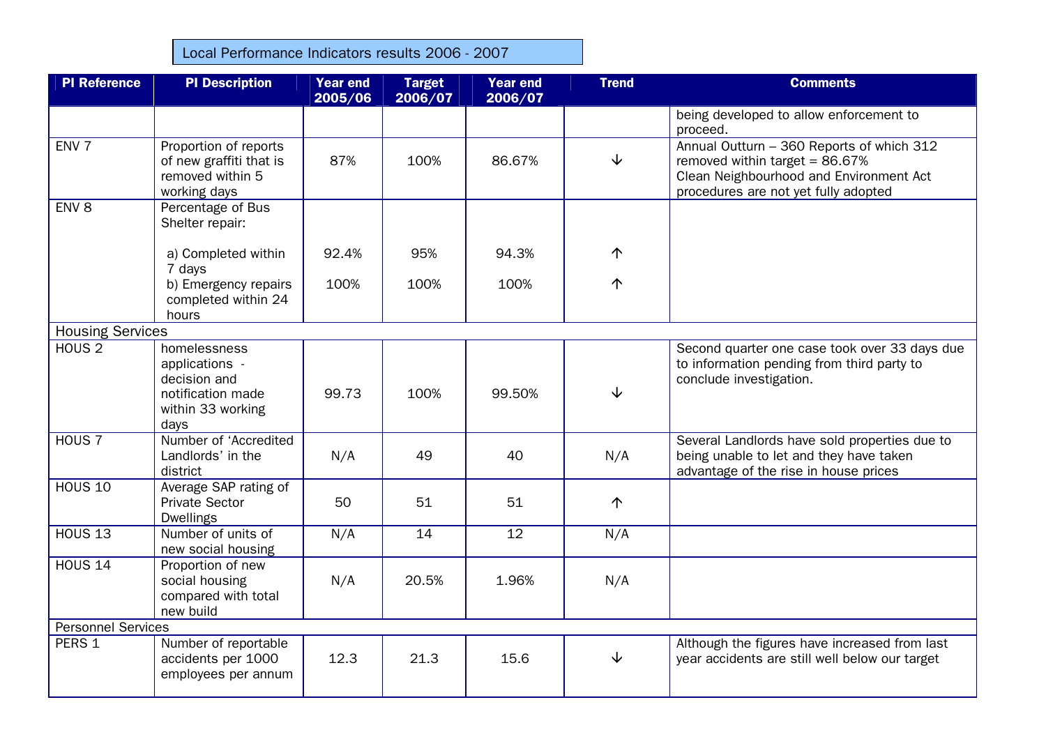Local Performance Indicators results 2006 - 2007

| PI Reference | PI Description | Year end 2005/06 | Target 2006/07 | Year end 2006/07 | Trend | Comments |
|---|---|---|---|---|---|---|
| | | | | | | being developed to allow enforcement to proceed. |
| ENV 7 | Proportion of reports of new graffiti that is removed within 5 working days | 87% | 100% | 86.67% | ↓ | Annual Outturn – 360 Reports of which 312 removed within target = 86.67% Clean Neighbourhood and Environment Act procedures are not yet fully adopted |
| ENV 8 | Percentage of Bus Shelter repair: | | | | | |
| | a) Completed within 7 days | 92.4% | 95% | 94.3% | ↑ | |
| | b) Emergency repairs completed within 24 hours | 100% | 100% | 100% | ↑ | |
| Housing Services | | | | | | |
| HOUS 2 | homelessness applications - decision and notification made within 33 working days | 99.73 | 100% | 99.50% | ↓ | Second quarter one case took over 33 days due to information pending from third party to conclude investigation. |
| HOUS 7 | Number of 'Accredited Landlords' in the district | N/A | 49 | 40 | N/A | Several Landlords have sold properties due to being unable to let and they have taken advantage of the rise in house prices |
| HOUS 10 | Average SAP rating of Private Sector Dwellings | 50 | 51 | 51 | ↑ | |
| HOUS 13 | Number of units of new social housing | N/A | 14 | 12 | N/A | |
| HOUS 14 | Proportion of new social housing compared with total new build | N/A | 20.5% | 1.96% | N/A | |
| Personnel Services | | | | | | |
| PERS 1 | Number of reportable accidents per 1000 employees per annum | 12.3 | 21.3 | 15.6 | ↓ | Although the figures have increased from last year accidents are still well below our target |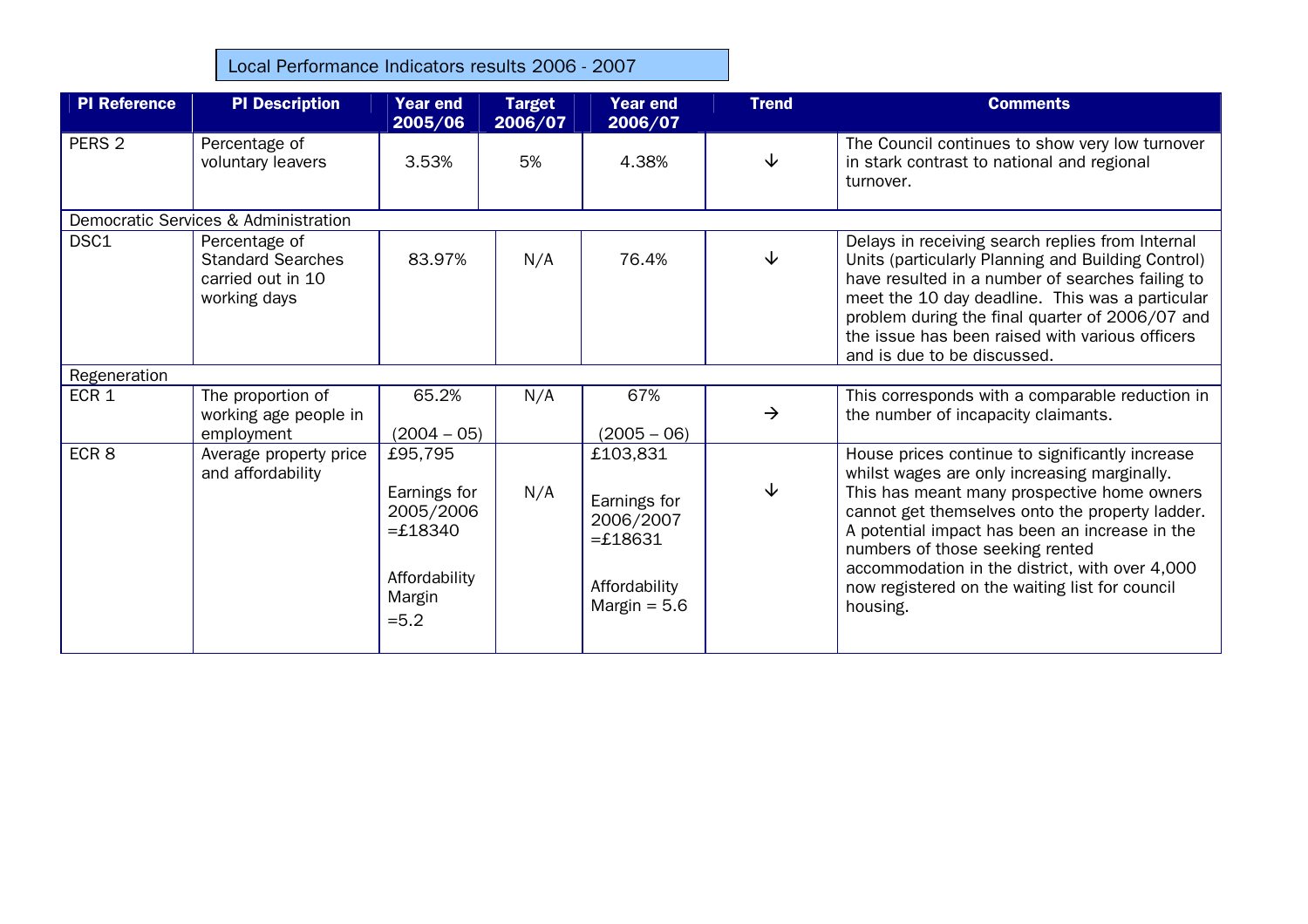Local Performance Indicators results 2006 - 2007

| PI Reference | PI Description | Year end 2005/06 | Target 2006/07 | Year end 2006/07 | Trend | Comments |
|---|---|---|---|---|---|---|
| PERS 2 | Percentage of voluntary leavers | 3.53% | 5% | 4.38% | ↓ | The Council continues to show very low turnover in stark contrast to national and regional turnover. |
| Democratic Services & Administration | | | | | | |
| DSC1 | Percentage of Standard Searches carried out in 10 working days | 83.97% | N/A | 76.4% | ↓ | Delays in receiving search replies from Internal Units (particularly Planning and Building Control) have resulted in a number of searches failing to meet the 10 day deadline. This was a particular problem during the final quarter of 2006/07 and the issue has been raised with various officers and is due to be discussed. |
| Regeneration | | | | | | |
| ECR 1 | The proportion of working age people in employment | 65.2% (2004 – 05) | N/A | 67% (2005 – 06) | → | This corresponds with a comparable reduction in the number of incapacity claimants. |
| ECR 8 | Average property price and affordability | £95,795 Earnings for 2005/2006 =£18340 Affordability Margin =5.2 | N/A | £103,831 Earnings for 2006/2007 =£18631 Affordability Margin = 5.6 | ↓ | House prices continue to significantly increase whilst wages are only increasing marginally. This has meant many prospective home owners cannot get themselves onto the property ladder. A potential impact has been an increase in the numbers of those seeking rented accommodation in the district, with over 4,000 now registered on the waiting list for council housing. |